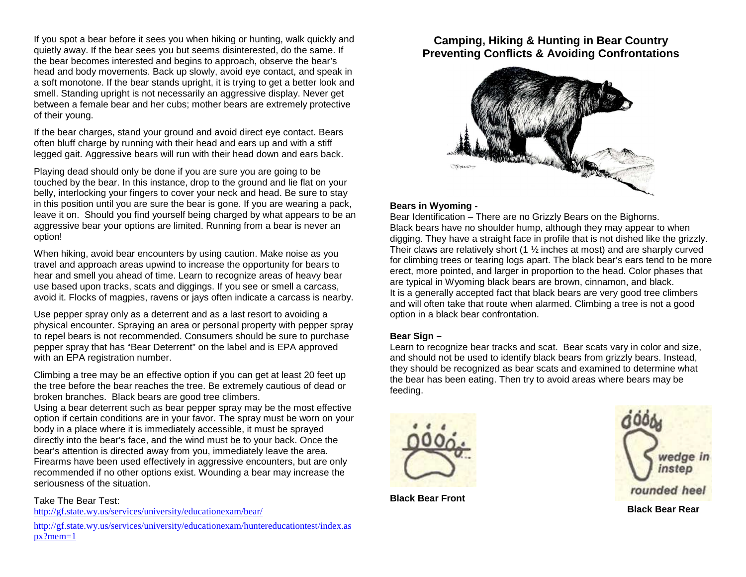If you spot a bear before it sees you when hiking or hunting, walk quickly and quietly away. If the bear sees you but seems disinterested, do the same. If the bear becomes interested and begins to approach, observe the bear's head and body movements. Back up slowly, avoid eye contact, and speak in a soft monotone. If the bear stands upright, it is trying to get a better look and smell. Standing upright is not necessarily an aggressive display. Never get between a female bear and her cubs; mother bears are extremely protective of their young.

If the bear charges, stand your ground and avoid direct eye contact. Bears often bluff charge by running with their head and ears up and with a stiff legged gait. Aggressive bears will run with their head down and ears back.

Playing dead should only be done if you are sure you are going to be touched by the bear. In this instance, drop to the ground and lie flat on your belly, interlocking your fingers to cover your neck and head. Be sure to stay in this position until you are sure the bear is gone. If you are wearing a pack, leave it on. Should you find yourself being charged by what appears to be an aggressive bear your options are limited. Running from a bear is never an option!

When hiking, avoid bear encounters by using caution. Make noise as you travel and approach areas upwind to increase the opportunity for bears to hear and smell you ahead of time. Learn to recognize areas of heavy bear use based upon tracks, scats and diggings. If you see or smell a carcass, avoid it. Flocks of magpies, ravens or jays often indicate a carcass is nearby.

Use pepper spray only as a deterrent and as a last resort to avoiding a physical encounter. Spraying an area or personal property with pepper spray to repel bears is not recommended. Consumers should be sure to purchase pepper spray that has "Bear Deterrent" on the label and is EPA approved with an EPA registration number.

Climbing a tree may be an effective option if you can get at least 20 feet up the tree before the bear reaches the tree. Be extremely cautious of dead or broken branches. Black bears are good tree climbers.
Using a bear deterrent such as bear pepper spray may be the most effective option if certain conditions are in your favor. The spray must be worn on your body in a place where it is immediately accessible, it must be sprayed directly into the bear's face, and the wind must be to your back. Once the bear's attention is directed away from you, immediately leave the area. Firearms have been used effectively in aggressive encounters, but are only recommended if no other options exist. Wounding a bear may increase the seriousness of the situation.

Take The Bear Test:
http://gf.state.wy.us/services/university/educationexam/bear/

http://gf.state.wy.us/services/university/educationexam/huntereducationtest/index.aspx?mem=1

## Camping, Hiking & Hunting in Bear Country
## Preventing Conflicts & Avoiding Confrontations

**Bears in Wyoming -**
Bear Identification – There are no Grizzly Bears on the Bighorns.
Black bears have no shoulder hump, although they may appear to when digging. They have a straight face in profile that is not dished like the grizzly. Their claws are relatively short (1 ½ inches at most) and are sharply curved for climbing trees or tearing logs apart. The black bear's ears tend to be more erect, more pointed, and larger in proportion to the head. Color phases that are typical in Wyoming black bears are brown, cinnamon, and black.
It is a generally accepted fact that black bears are very good tree climbers and will often take that route when alarmed. Climbing a tree is not a good option in a black bear confrontation.

**Bear Sign –**
Learn to recognize bear tracks and scat. Bear scats vary in color and size, and should not be used to identify black bears from grizzly bears. Instead, they should be recognized as bear scats and examined to determine what the bear has been eating. Then try to avoid areas where bears may be feeding.

**Black Bear Front**

wedge in instep
rounded heel

**Black Bear Rear**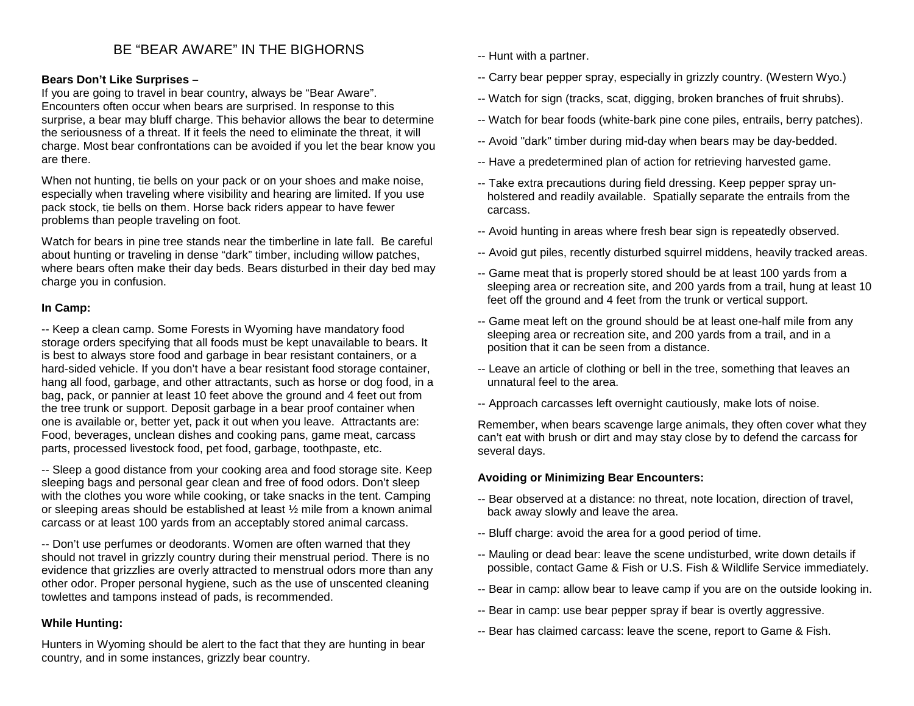# BE "BEAR AWARE" IN THE BIGHORNS

**Bears Don't Like Surprises –**

If you are going to travel in bear country, always be "Bear Aware". Encounters often occur when bears are surprised. In response to this surprise, a bear may bluff charge. This behavior allows the bear to determine the seriousness of a threat. If it feels the need to eliminate the threat, it will charge. Most bear confrontations can be avoided if you let the bear know you are there.

When not hunting, tie bells on your pack or on your shoes and make noise, especially when traveling where visibility and hearing are limited. If you use pack stock, tie bells on them. Horse back riders appear to have fewer problems than people traveling on foot.

Watch for bears in pine tree stands near the timberline in late fall. Be careful about hunting or traveling in dense "dark" timber, including willow patches, where bears often make their day beds. Bears disturbed in their day bed may charge you in confusion.

**In Camp:**

-- Keep a clean camp. Some Forests in Wyoming have mandatory food storage orders specifying that all foods must be kept unavailable to bears. It is best to always store food and garbage in bear resistant containers, or a hard-sided vehicle. If you don't have a bear resistant food storage container, hang all food, garbage, and other attractants, such as horse or dog food, in a bag, pack, or pannier at least 10 feet above the ground and 4 feet out from the tree trunk or support. Deposit garbage in a bear proof container when one is available or, better yet, pack it out when you leave. Attractants are: Food, beverages, unclean dishes and cooking pans, game meat, carcass parts, processed livestock food, pet food, garbage, toothpaste, etc.

-- Sleep a good distance from your cooking area and food storage site. Keep sleeping bags and personal gear clean and free of food odors. Don't sleep with the clothes you wore while cooking, or take snacks in the tent. Camping or sleeping areas should be established at least ½ mile from a known animal carcass or at least 100 yards from an acceptably stored animal carcass.

-- Don't use perfumes or deodorants. Women are often warned that they should not travel in grizzly country during their menstrual period. There is no evidence that grizzlies are overly attracted to menstrual odors more than any other odor. Proper personal hygiene, such as the use of unscented cleaning towlettes and tampons instead of pads, is recommended.

**While Hunting:**

Hunters in Wyoming should be alert to the fact that they are hunting in bear country, and in some instances, grizzly bear country.

-- Hunt with a partner.

-- Carry bear pepper spray, especially in grizzly country. (Western Wyo.)

-- Watch for sign (tracks, scat, digging, broken branches of fruit shrubs).

-- Watch for bear foods (white-bark pine cone piles, entrails, berry patches).

-- Avoid "dark" timber during mid-day when bears may be day-bedded.

-- Have a predetermined plan of action for retrieving harvested game.

-- Take extra precautions during field dressing. Keep pepper spray un-holstered and readily available. Spatially separate the entrails from the carcass.

-- Avoid hunting in areas where fresh bear sign is repeatedly observed.

-- Avoid gut piles, recently disturbed squirrel middens, heavily tracked areas.

-- Game meat that is properly stored should be at least 100 yards from a sleeping area or recreation site, and 200 yards from a trail, hung at least 10 feet off the ground and 4 feet from the trunk or vertical support.

-- Game meat left on the ground should be at least one-half mile from any sleeping area or recreation site, and 200 yards from a trail, and in a position that it can be seen from a distance.

-- Leave an article of clothing or bell in the tree, something that leaves an unnatural feel to the area.

-- Approach carcasses left overnight cautiously, make lots of noise.

Remember, when bears scavenge large animals, they often cover what they can't eat with brush or dirt and may stay close by to defend the carcass for several days.

**Avoiding or Minimizing Bear Encounters:**

-- Bear observed at a distance: no threat, note location, direction of travel, back away slowly and leave the area.

-- Bluff charge: avoid the area for a good period of time.

-- Mauling or dead bear: leave the scene undisturbed, write down details if possible, contact Game & Fish or U.S. Fish & Wildlife Service immediately.

-- Bear in camp: allow bear to leave camp if you are on the outside looking in.

-- Bear in camp: use bear pepper spray if bear is overtly aggressive.

-- Bear has claimed carcass: leave the scene, report to Game & Fish.